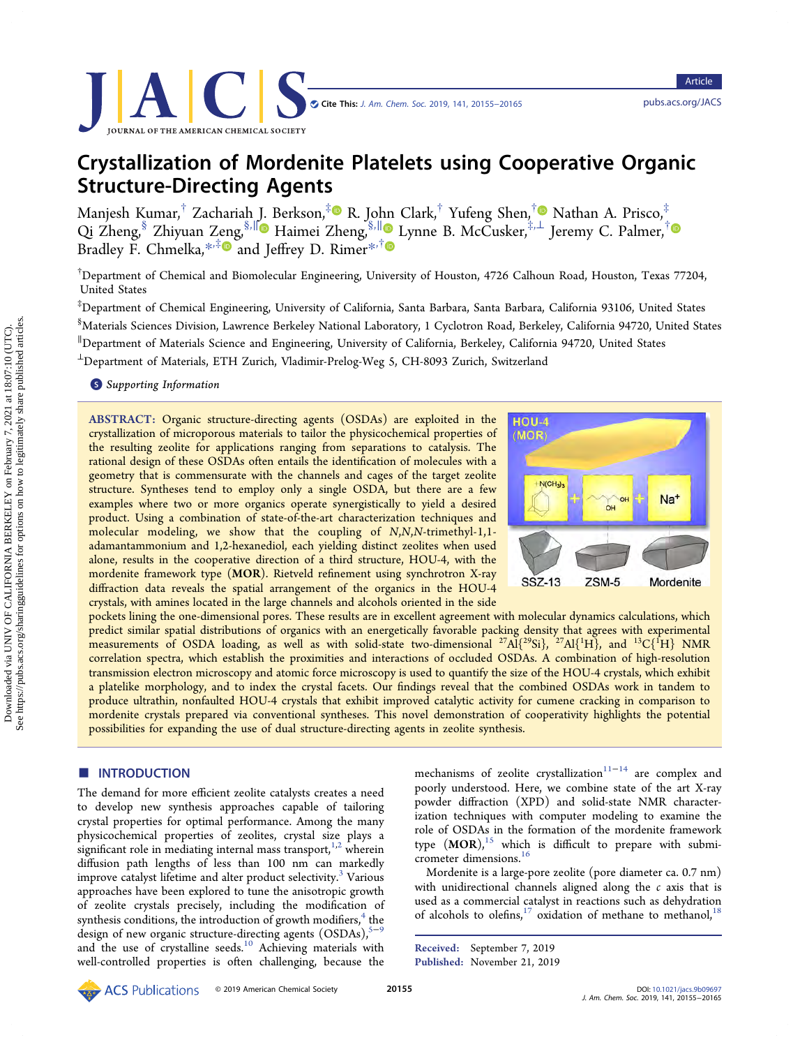# Crystallization of Mordenite Platelets using Cooperative Organic Structure-Directing Agents

Manjesh Kumar,[†] Zachariah J. Berkson,[‡] R. John Clark,[†] Yufeng Shen,[†] Nathan A. Prisco,[‡] Qi Zheng,[§] Zhiyuan Zeng,[§,∥] Haimei Zheng,[§,∥] Lynne B. McCusker,[‡,⊥] Jeremy C. Palmer,[†] Bradley F. Chmelka,*[,‡] and Jeffrey D. Rimer*[,†]

[†]Department of Chemical and Biomolecular Engineering, University of Houston, 4726 Calhoun Road, Houston, Texas 77204, United States

[‡]Department of Chemical Engineering, University of California, Santa Barbara, Santa Barbara, California 93106, United States

[§]Materials Sciences Division, Lawrence Berkeley National Laboratory, 1 Cyclotron Road, Berkeley, California 94720, United States

[∥]Department of Materials Science and Engineering, University of California, Berkeley, California 94720, United States

[⊥]Department of Materials, ETH Zurich, Vladimir-Prelog-Weg 5, CH-8093 Zurich, Switzerland

Supporting Information

**ABSTRACT:** Organic structure-directing agents (OSDAs) are exploited in the crystallization of microporous materials to tailor the physicochemical properties of the resulting zeolite for applications ranging from separations to catalysis. The rational design of these OSDAs often entails the identification of molecules with a geometry that is commensurate with the channels and cages of the target zeolite structure. Syntheses tend to employ only a single OSDA, but there are a few examples where two or more organics operate synergistically to yield a desired product. Using a combination of state-of-the-art characterization techniques and molecular modeling, we show that the coupling of *N*,*N*,*N*-trimethyl-1,1-adamantammonium and 1,2-hexanediol, each yielding distinct zeolites when used alone, results in the cooperative direction of a third structure, HOU-4, with the mordenite framework type (**MOR**). Rietveld refinement using synchrotron X-ray diffraction data reveals the spatial arrangement of the organics in the HOU-4 crystals, with amines located in the large channels and alcohols oriented in the side pockets lining the one-dimensional pores. These results are in excellent agreement with molecular dynamics calculations, which predict similar spatial distributions of organics with an energetically favorable packing density that agrees with experimental measurements of OSDA loading, as well as with solid-state two-dimensional $^{27}$Al{$^{29}$Si}, $^{27}$Al{$^{1}$H}, and $^{13}$C{$^{1}$H} NMR correlation spectra, which establish the proximities and interactions of occluded OSDAs. A combination of high-resolution transmission electron microscopy and atomic force microscopy is used to quantify the size of the HOU-4 crystals, which exhibit a platelike morphology, and to index the crystal facets. Our findings reveal that the combined OSDAs work in tandem to produce ultrathin, nonfaulted HOU-4 crystals that exhibit improved catalytic activity for cumene cracking in comparison to mordenite crystals prepared via conventional syntheses. This novel demonstration of cooperativity highlights the potential possibilities for expanding the use of dual structure-directing agents in zeolite synthesis.

## INTRODUCTION

The demand for more efficient zeolite catalysts creates a need to develop new synthesis approaches capable of tailoring crystal properties for optimal performance. Among the many physicochemical properties of zeolites, crystal size plays a significant role in mediating internal mass transport,[1,2] wherein diffusion path lengths of less than 100 nm can markedly improve catalyst lifetime and alter product selectivity.[3] Various approaches have been explored to tune the anisotropic growth of zeolite crystals precisely, including the modification of synthesis conditions, the introduction of growth modifiers,[4] the design of new organic structure-directing agents (OSDAs),[5−9] and the use of crystalline seeds.[10] Achieving materials with well-controlled properties is often challenging, because the mechanisms of zeolite crystallization[11−14] are complex and poorly understood. Here, we combine state of the art X-ray powder diffraction (XPD) and solid-state NMR characterization techniques with computer modeling to examine the role of OSDAs in the formation of the mordenite framework type (**MOR**),[15] which is difficult to prepare with submicrometer dimensions.[16]

Mordenite is a large-pore zeolite (pore diameter ca. 0.7 nm) with unidirectional channels aligned along the *c* axis that is used as a commercial catalyst in reactions such as dehydration of alcohols to olefins,[17] oxidation of methane to methanol,[18]

Received: September 7, 2019
Published: November 21, 2019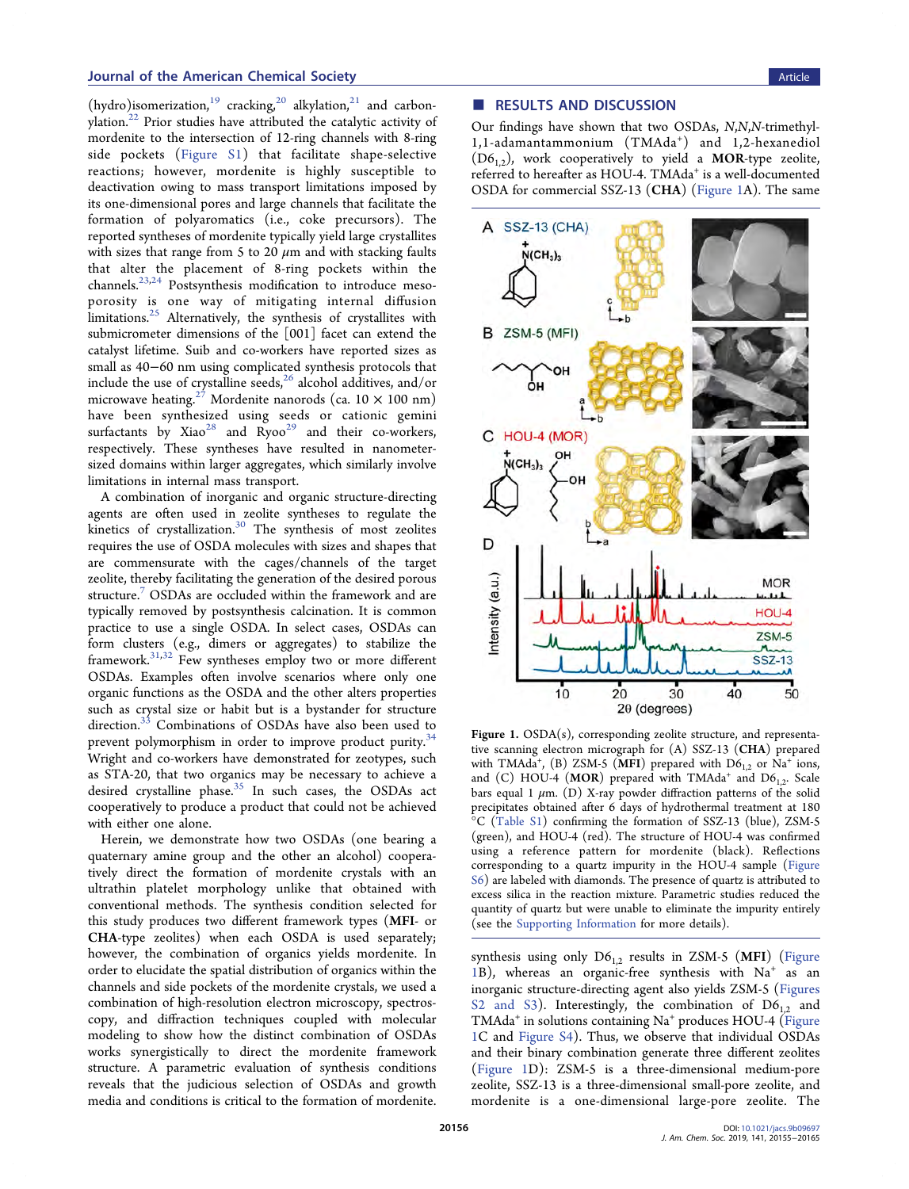(hydro)isomerization,[19] cracking,[20] alkylation,[21] and carbonylation.[22] Prior studies have attributed the catalytic activity of mordenite to the intersection of 12-ring channels with 8-ring side pockets (Figure S1) that facilitate shape-selective reactions; however, mordenite is highly susceptible to deactivation owing to mass transport limitations imposed by its one-dimensional pores and large channels that facilitate the formation of polyaromatics (i.e., coke precursors). The reported syntheses of mordenite typically yield large crystallites with sizes that range from 5 to 20 μm and with stacking faults that alter the placement of 8-ring pockets within the channels.[23,24] Postsynthesis modification to introduce mesoporosity is one way of mitigating internal diffusion limitations.[25] Alternatively, the synthesis of crystallites with submicrometer dimensions of the [001] facet can extend the catalyst lifetime. Suib and co-workers have reported sizes as small as 40−60 nm using complicated synthesis protocols that include the use of crystalline seeds,[26] alcohol additives, and/or microwave heating.[27] Mordenite nanorods (ca. 10 × 100 nm) have been synthesized using seeds or cationic gemini surfactants by Xiao[28] and Ryoo[29] and their co-workers, respectively. These syntheses have resulted in nanometer-sized domains within larger aggregates, which similarly involve limitations in internal mass transport.

A combination of inorganic and organic structure-directing agents are often used in zeolite syntheses to regulate the kinetics of crystallization.[30] The synthesis of most zeolites requires the use of OSDA molecules with sizes and shapes that are commensurate with the cages/channels of the target zeolite, thereby facilitating the generation of the desired porous structure.[7] OSDAs are occluded within the framework and are typically removed by postsynthesis calcination. It is common practice to use a single OSDA. In select cases, OSDAs can form clusters (e.g., dimers or aggregates) to stabilize the framework.[31,32] Few syntheses employ two or more different OSDAs. Examples often involve scenarios where only one organic functions as the OSDA and the other alters properties such as crystal size or habit but is a bystander for structure direction.[33] Combinations of OSDAs have also been used to prevent polymorphism in order to improve product purity.[34] Wright and co-workers have demonstrated for zeotypes, such as STA-20, that two organics may be necessary to achieve a desired crystalline phase.[35] In such cases, the OSDAs act cooperatively to produce a product that could not be achieved with either one alone.

Herein, we demonstrate how two OSDAs (one bearing a quaternary amine group and the other an alcohol) cooperatively direct the synthesis of mordenite crystals with an ultrathin platelet morphology unlike that obtained with conventional methods. The synthesis condition selected for this study produces two different framework types (**MFI**- or **CHA**-type zeolites) when each OSDA is used separately; however, the combination of organics yields mordenite. In order to elucidate the spatial distribution of organics within the channels and side pockets of the mordenite crystals, we used a combination of high-resolution electron microscopy, spectroscopy, and diffraction techniques coupled with molecular modeling to show how the distinct combination of OSDAs works synergistically to direct the mordenite framework structure. A parametric evaluation of synthesis conditions reveals that the judicious selection of OSDAs and growth media and conditions is critical to the formation of mordenite.

## RESULTS AND DISCUSSION

Our findings have shown that two OSDAs, *N,N,N*-trimethyl-1,1-adamantammonium ($TMAda^+$) and 1,2-hexanediol ($D6_{1,2}$), work cooperatively to yield a **MOR**-type zeolite, referred to hereafter as HOU-4. $TMAda^+$ is a well-documented OSDA for commercial SSZ-13 (**CHA**) (Figure 1A). The same synthesis using only $D6_{1,2}$ results in ZSM-5 (**MFI**) (Figure 1B), whereas an organic-free synthesis with $Na^+$ as an inorganic structure-directing agent also yields ZSM-5 (Figures S2 and S3). Interestingly, the combination of $D6_{1,2}$ and $TMAda^+$ in solutions containing $Na^+$ produces HOU-4 (Figure 1C and Figure S4). Thus, we observe that individual OSDAs and their binary combination generate three different zeolites (Figure 1D): ZSM-5 is a three-dimensional medium-pore zeolite, SSZ-13 is a three-dimensional small-pore zeolite, and mordenite is a one-dimensional large-pore zeolite. The

Figure 1. OSDA(s), corresponding zeolite structure, and representative scanning electron micrograph for (A) SSZ-13 (**CHA**) prepared with $TMAda^+$, (B) ZSM-5 (**MFI**) prepared with $D6_{1,2}$ or $Na^+$ ions, and (C) HOU-4 (**MOR**) prepared with $TMAda^+$ and $D6_{1,2}$. Scale bars equal 1 μm. (D) X-ray powder diffraction patterns of the solid precipitates obtained after 6 days of hydrothermal treatment at 180 °C (Table S1) confirming the formation of SSZ-13 (blue), ZSM-5 (green), and HOU-4 (red). The structure of HOU-4 was confirmed using a reference pattern for mordenite (black). Reflections corresponding to a quartz impurity in the HOU-4 sample (Figure S6) are labeled with diamonds. The presence of quartz is attributed to excess silica in the reaction mixture. Parametric studies reduced the quantity of quartz but were unable to eliminate the impurity entirely (see the Supporting Information for more details).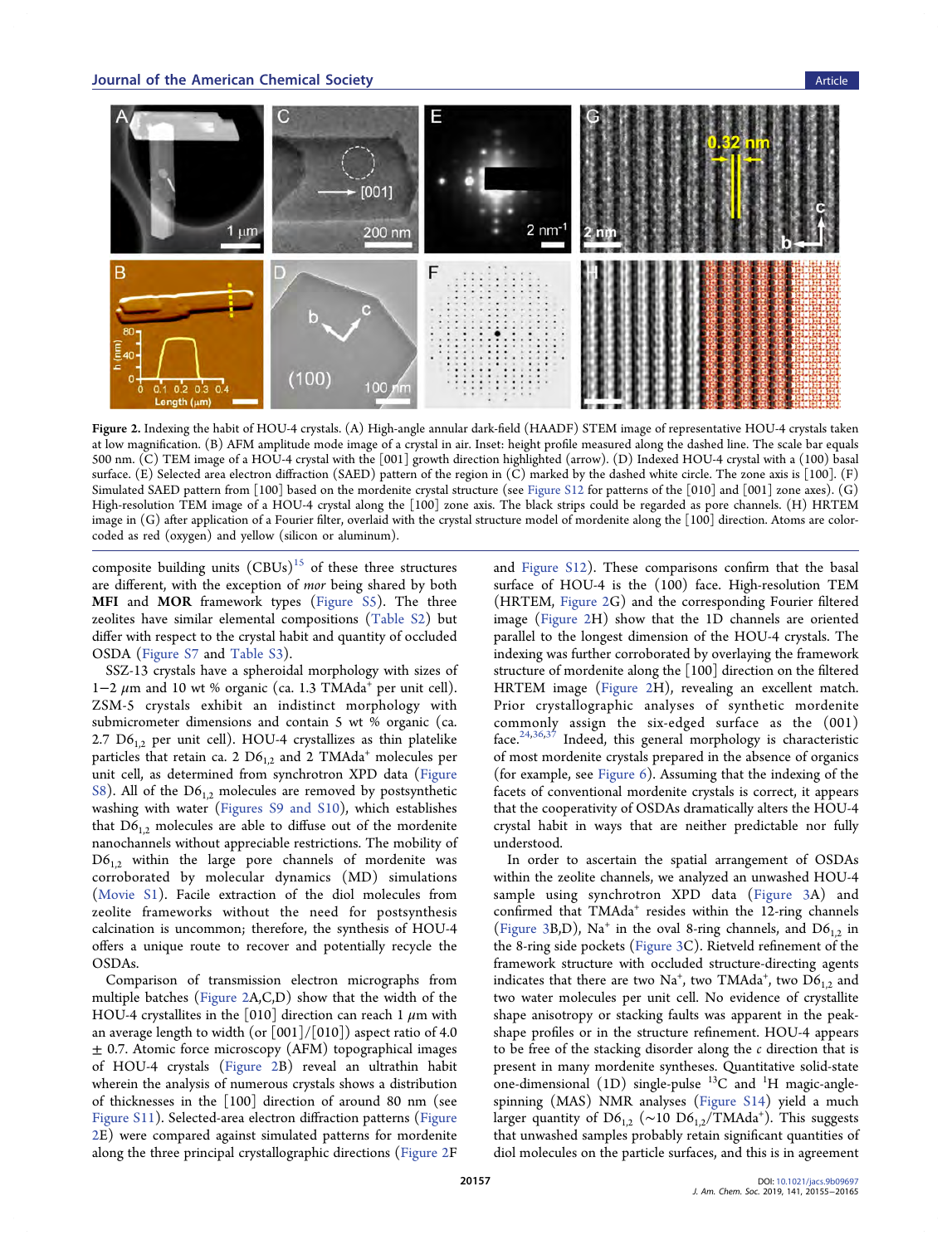Figure 2. Indexing the habit of HOU-4 crystals. (A) High-angle annular dark-field (HAADF) STEM image of representative HOU-4 crystals taken at low magnification. (B) AFM amplitude mode image of a crystal in air. Inset: height profile measured along the dashed line. The scale bar equals 500 nm. (C) TEM image of a HOU-4 crystal with the [001] growth direction highlighted (arrow). (D) Indexed HOU-4 crystal with a (100) basal surface. (E) Selected area electron diffraction (SAED) pattern of the region in (C) marked by the dashed white circle. The zone axis is [100]. (F) Simulated SAED pattern from [100] based on the mordenite crystal structure (see Figure S12 for patterns of the [010] and [001] zone axes). (G) High-resolution TEM image of a HOU-4 crystal along the [100] zone axis. The black strips could be regarded as pore channels. (H) HRTEM image in (G) after application of a Fourier filter, overlaid with the crystal structure model of mordenite along the [100] direction. Atoms are color-coded as red (oxygen) and yellow (silicon or aluminum).

composite building units (CBUs)[15] of these three structures are different, with the exception of *mor* being shared by both **MFI** and **MOR** framework types (Figure S5). The three zeolites have similar elemental compositions (Table S2) but differ with respect to the crystal habit and quantity of occluded OSDA (Figure S7 and Table S3).

SSZ-13 crystals have a spheroidal morphology with sizes of 1−2 $\mu$m and 10 wt % organic (ca. 1.3 $TMAda^+$ per unit cell). ZSM-5 crystals exhibit an indistinct morphology with submicrometer dimensions and contain 5 wt % organic (ca. 2.7 $D6_{1,2}$ per unit cell). HOU-4 crystallizes as thin platelike particles that retain ca. 2 $D6_{1,2}$ and 2 $TMAda^+$ molecules per unit cell, as determined from synchrotron XPD data (Figure S8). All of the $D6_{1,2}$ molecules are removed by postsynthetic washing with water (Figures S9 and S10), which establishes that $D6_{1,2}$ molecules are able to diffuse out of the mordenite nanochannels without appreciable restrictions. The mobility of $D6_{1,2}$ within the large pore channels of mordenite was corroborated by molecular dynamics (MD) simulations (Movie S1). Facile extraction of the diol molecules from zeolite frameworks without the need for postsynthesis calcination is uncommon; therefore, the synthesis of HOU-4 offers a unique route to recover and potentially recycle the OSDAs.

Comparison of transmission electron micrographs from multiple batches (Figure 2A,C,D) show that the width of the HOU-4 crystallites in the [010] direction can reach 1 $\mu$m with an average length to width (or [001]/[010]) aspect ratio of 4.0 ± 0.7. Atomic force microscopy (AFM) topographical images of HOU-4 crystals (Figure 2B) reveal an ultrathin habit wherein the analysis of numerous crystals shows a distribution of thicknesses in the [100] direction of around 80 nm (see Figure S11). Selected-area electron diffraction patterns (Figure 2E) were compared against simulated patterns for mordenite along the three principal crystallographic directions (Figure 2F and Figure S12). These comparisons confirm that the basal surface of HOU-4 is the (100) face. High-resolution TEM (HRTEM, Figure 2G) and the corresponding Fourier filtered image (Figure 2H) show that the 1D channels are oriented parallel to the longest dimension of the HOU-4 crystals. The indexing was further corroborated by overlaying the framework structure of mordenite along the [100] direction on the filtered HRTEM image (Figure 2H), revealing an excellent match. Prior crystallographic analyses of synthetic mordenite commonly assign the six-edged surface as the (001) face.[24,36,37] Indeed, this general morphology is characteristic of most mordenite crystals prepared in the absence of organics (for example, see Figure 6). Assuming that the indexing of the facets of conventional mordenite crystals is correct, it appears that the cooperativity of OSDAs dramatically alters the HOU-4 crystal habit in ways that are neither predictable nor fully understood.

In order to ascertain the spatial arrangement of OSDAs within the zeolite channels, we analyzed an unwashed HOU-4 sample using synchrotron XPD data (Figure 3A) and confirmed that $TMAda^+$ resides within the 12-ring channels (Figure 3B,D), $Na^+$ in the oval 8-ring channels, and $D6_{1,2}$ in the 8-ring side pockets (Figure 3C). Rietveld refinement of the framework structure with occluded structure-directing agents indicates that there are two $Na^+$, two $TMAda^+$, two $D6_{1,2}$ and two water molecules per unit cell. No evidence of crystallite shape anisotropy or stacking faults was apparent in the peak-shape profiles or in the structure refinement. HOU-4 appears to be free of the stacking disorder along the *c* direction that is present in many mordenite syntheses. Quantitative solid-state one-dimensional (1D) single-pulse $^{13}C$ and $^{1}H$ magic-angle-spinning (MAS) NMR analyses (Figure S14) yield a much larger quantity of $D6_{1,2}$ (~10 $D6_{1,2}/TMAda^+$). This suggests that unwashed samples probably retain significant quantities of diol molecules on the particle surfaces, and this is in agreement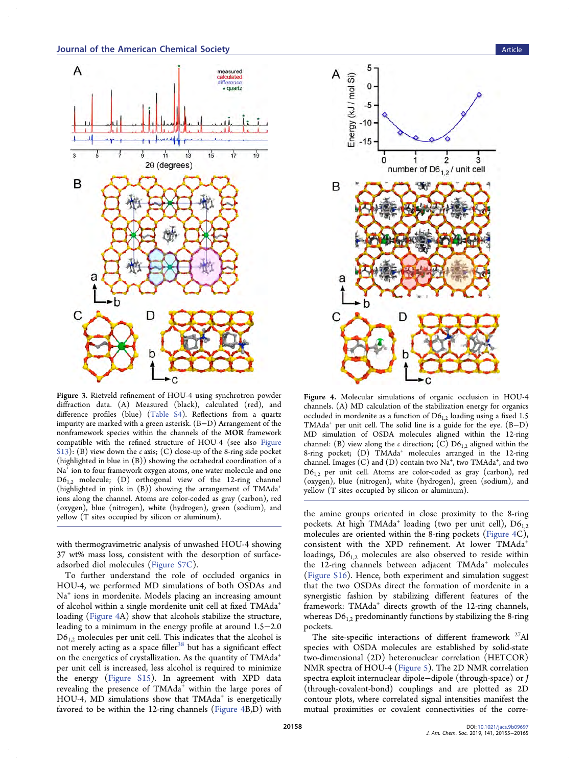**Figure 3.** Rietveld refinement of HOU-4 using synchrotron powder diffraction data. (A) Measured (black), calculated (red), and difference profiles (blue) (Table S4). Reflections from a quartz impurity are marked with a green asterisk. (B–D) Arrangement of the nonframework species within the channels of the **MOR** framework compatible with the refined structure of HOU-4 (see also Figure S13): (B) view down the *c* axis; (C) close-up of the 8-ring side pocket (highlighted in blue in (B)) showing the octahedral coordination of a $Na^+$ ion to four framework oxygen atoms, one water molecule and one $D6_{1,2}$ molecule; (D) orthogonal view of the 12-ring channel (highlighted in pink in (B)) showing the arrangement of $TMAda^+$ ions along the channel. Atoms are color-coded as gray (carbon), red (oxygen), blue (nitrogen), white (hydrogen), green (sodium), and yellow (T sites occupied by silicon or aluminum).

**Figure 4.** Molecular simulations of organic occlusion in HOU-4 channels. (A) MD calculation of the stabilization energy for organics occluded in mordenite as a function of $D6_{1,2}$ loading using a fixed 1.5 $TMAda^+$ per unit cell. The solid line is a guide for the eye. (B–D) MD simulation of OSDA molecules aligned within the 12-ring channel: (B) view along the *c* direction; (C) $D6_{1,2}$ aligned within the 8-ring pocket; (D) $TMAda^+$ molecules arranged in the 12-ring channel. Images (C) and (D) contain two $Na^+$, two $TMAda^+$, and two $D6_{1,2}$ per unit cell. Atoms are color-coded as gray (carbon), red (oxygen), blue (nitrogen), white (hydrogen), green (sodium), and yellow (T sites occupied by silicon or aluminum).

with thermogravimetric analysis of unwashed HOU-4 showing 37 wt% mass loss, consistent with the desorption of surface-adsorbed diol molecules (Figure S7C).

To further understand the role of occluded organics in HOU-4, we performed MD simulations of both OSDAs and $Na^+$ ions in mordenite. Models placing an increasing amount of alcohol within a single mordenite unit cell at fixed $TMAda^+$ loading (Figure 4A) show that alcohols stabilize the structure, leading to a minimum in the energy profile at around 1.5–2.0 $D6_{1,2}$ molecules per unit cell. This indicates that the alcohol is not merely acting as a space filler[38] but has a significant effect on the energetics of crystallization. As the quantity of $TMAda^+$ per unit cell is increased, less alcohol is required to minimize the energy (Figure S15). In agreement with XPD data revealing the presence of $TMAda^+$ within the large pores of HOU-4, MD simulations show that $TMAda^+$ is energetically favored to be within the 12-ring channels (Figure 4B,D) with the amine groups oriented in close proximity to the 8-ring pockets. At high $TMAda^+$ loading (two per unit cell), $D6_{1,2}$ molecules are oriented within the 8-ring pockets (Figure 4C), consistent with the XPD refinement. At lower $TMAda^+$ loadings, $D6_{1,2}$ molecules are also observed to reside within the 12-ring channels between adjacent $TMAda^+$ molecules (Figure S16). Hence, both experiment and simulation suggest that the two OSDAs direct the formation of mordenite in a synergistic fashion by stabilizing different features of the framework: $TMAda^+$ directs growth of the 12-ring channels, whereas $D6_{1,2}$ predominantly functions by stabilizing the 8-ring pockets.

The site-specific interactions of different framework $^{27}Al$ species with OSDA molecules are established by solid-state two-dimensional (2D) heteronuclear correlation (HETCOR) NMR spectra of HOU-4 (Figure 5). The 2D NMR correlation spectra exploit internuclear dipole–dipole (through-space) or *J* (through-covalent-bond) couplings and are plotted as 2D contour plots, where correlated signal intensities manifest the mutual proximities or covalent connectivities of the corre-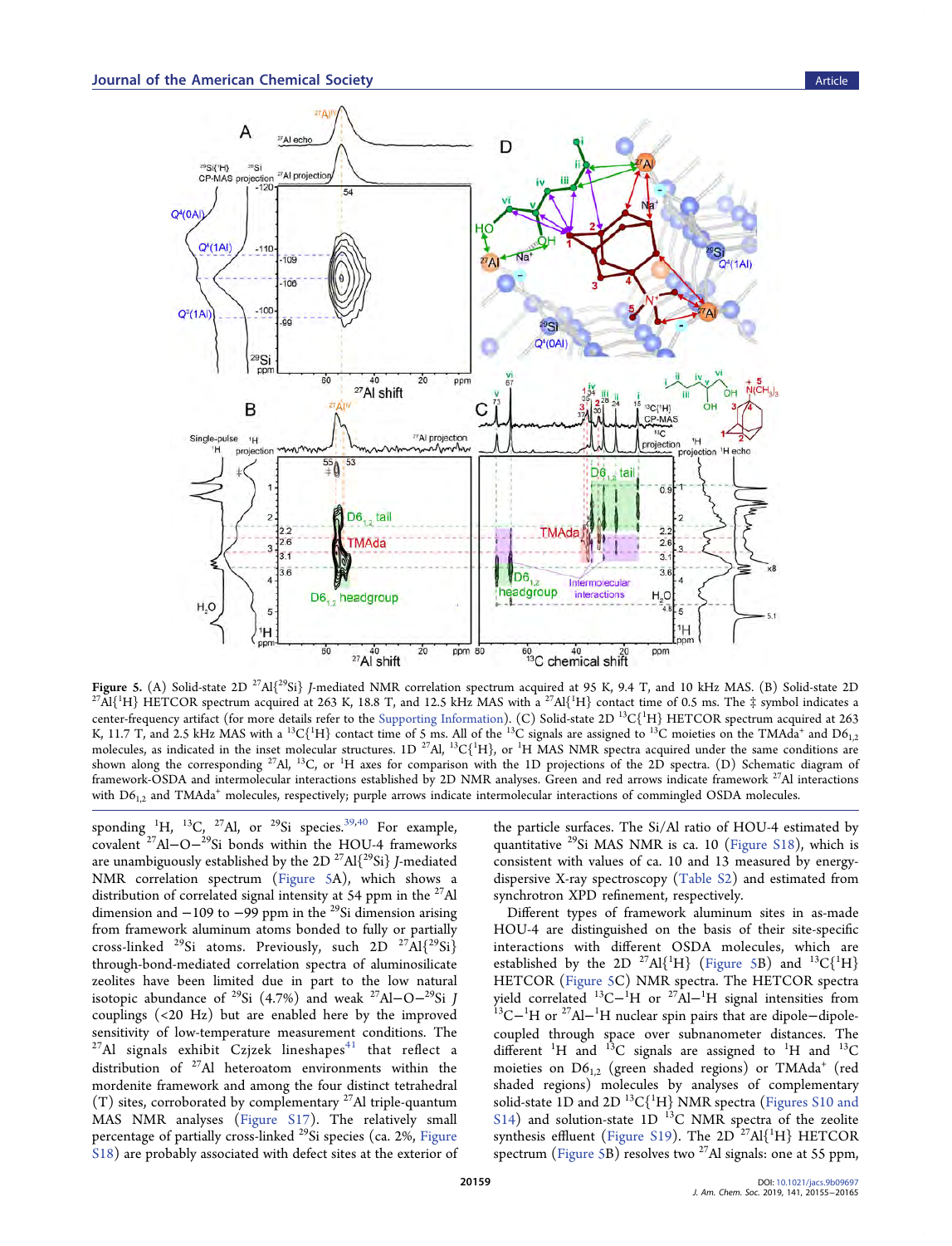**Figure 5.** (A) Solid-state 2D $^{27}$Al{$^{29}$Si} *J*-mediated NMR correlation spectrum acquired at 95 K, 9.4 T, and 10 kHz MAS. (B) Solid-state 2D $^{27}$Al{$^{1}$H} HETCOR spectrum acquired at 263 K, 18.8 T, and 12.5 kHz MAS with a $^{27}$Al{$^{1}$H} contact time of 0.5 ms. The ‡ symbol indicates a center-frequency artifact (for more details refer to the Supporting Information). (C) Solid-state 2D $^{13}$C{$^{1}$H} HETCOR spectrum acquired at 263 K, 11.7 T, and 2.5 kHz MAS with a $^{13}$C{$^{1}$H} contact time of 5 ms. All of the $^{13}$C signals are assigned to $^{13}$C moieties on the TMAda$^{+}$ and $D6_{1,2}$ molecules, as indicated in the inset molecular structures. 1D $^{27}$Al, $^{13}$C{$^{1}$H}, or $^{1}$H MAS NMR spectra acquired under the same conditions are shown along the corresponding $^{27}$Al, $^{13}$C, or $^{1}$H axes for comparison with the 1D projections of the 2D spectra. (D) Schematic diagram of framework-OSDA and intermolecular interactions established by 2D NMR analyses. Green and red arrows indicate framework $^{27}$Al interactions with $D6_{1,2}$ and TMAda$^{+}$ molecules, respectively; purple arrows indicate intermolecular interactions of commingled OSDA molecules.

sponding $^{1}$H, $^{13}$C, $^{27}$Al, or $^{29}$Si species.[39,40] For example, covalent $^{27}$Al–O–$^{29}$Si bonds within the HOU-4 frameworks are unambiguously established by the 2D $^{27}$Al{$^{29}$Si} *J*-mediated NMR correlation spectrum (Figure 5A), which shows a distribution of correlated signal intensity at 54 ppm in the $^{27}$Al dimension and −109 to −99 ppm in the $^{29}$Si dimension arising from framework aluminum atoms bonded to fully or partially cross-linked $^{29}$Si atoms. Previously, such 2D $^{27}$Al{$^{29}$Si} through-bond-mediated correlation spectra of aluminosilicate zeolites have been limited due in part to the low natural isotopic abundance of $^{29}$Si (4.7%) and weak $^{27}$Al–O–$^{29}$Si *J* couplings (<20 Hz) but are enabled here by the improved sensitivity of low-temperature measurement conditions. The $^{27}$Al signals exhibit Czjzek lineshapes[41] that reflect a distribution of $^{27}$Al heteroatom environments within the mordenite framework and among the four distinct tetrahedral (T) sites, corroborated by complementary $^{27}$Al triple-quantum MAS NMR analyses (Figure S17). The relatively small percentage of partially cross-linked $^{29}$Si species (ca. 2%, Figure S18) are probably associated with defect sites at the exterior of the particle surfaces. The Si/Al ratio of HOU-4 estimated by quantitative $^{29}$Si MAS NMR is ca. 10 (Figure S18), which is consistent with values of ca. 10 and 13 measured by energy-dispersive X-ray spectroscopy (Table S2) and estimated from synchrotron XPD refinement, respectively.

Different types of framework aluminum sites in as-made HOU-4 are distinguished on the basis of their site-specific interactions with different OSDA molecules, which are established by the 2D $^{27}$Al{$^{1}$H} (Figure 5B) and $^{13}$C{$^{1}$H} (Figure 5C) NMR spectra. The HETCOR spectra yield correlated $^{13}$C–$^{1}$H or $^{27}$Al–$^{1}$H signal intensities from $^{13}$C–$^{1}$H or $^{27}$Al–$^{1}$H nuclear spin pairs that are dipole–dipole-coupled through space over subnanometer distances. The different $^{1}$H and $^{13}$C signals are assigned to $^{1}$H and $^{13}$C moieties on $D6_{1,2}$ (green shaded regions) or TMAda$^{+}$ (red shaded regions) molecules by analyses of complementary solid-state 1D and 2D $^{13}$C{$^{1}$H} NMR spectra (Figures S10 and S14) and solution-state 1D $^{13}$C NMR spectra of the zeolite synthesis effluent (Figure S19). The 2D $^{27}$Al{$^{1}$H} HETCOR spectrum (Figure 5B) resolves two $^{27}$Al signals: one at 55 ppm,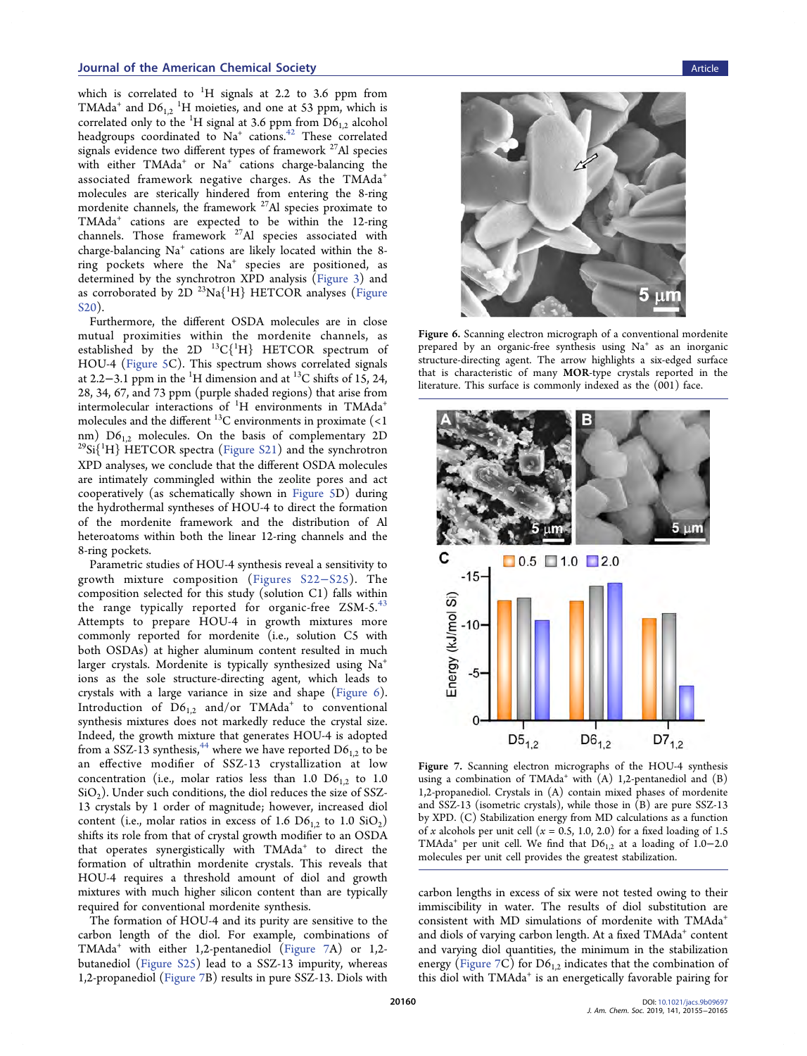which is correlated to $^{1}H$ signals at 2.2 to 3.6 ppm from $TMAda^{+}$ and $D6_{1,2}$ $^{1}H$ moieties, and one at 53 ppm, which is correlated only to the $^{1}H$ signal at 3.6 ppm from $D6_{1,2}$ alcohol headgroups coordinated to $Na^{+}$ cations.[42] These correlated signals evidence two different types of framework $^{27}Al$ species with either $TMAda^{+}$ or $Na^{+}$ cations charge-balancing the associated framework negative charges. As the $TMAda^{+}$ molecules are sterically hindered from entering the 8-ring mordenite channels, the framework $^{27}Al$ species proximate to $TMAda^{+}$ cations are expected to be within the 12-ring channels. Those framework $^{27}Al$ species associated with charge-balancing $Na^{+}$ cations are likely located within the 8-ring pockets where the $Na^{+}$ species are positioned, as determined by the synchrotron XPD analysis (Figure 3) and as corroborated by 2D $^{23}Na\{^{1}H\}$ HETCOR analyses (Figure S20).

Furthermore, the different OSDA molecules are in close mutual proximities within the mordenite channels, as established by the 2D $^{13}C\{^{1}H\}$ HETCOR spectrum of HOU-4 (Figure 5C). This spectrum shows correlated signals at 2.2−3.1 ppm in the $^{1}H$ dimension and at $^{13}C$ shifts of 15, 24, 28, 34, 67, and 73 ppm (purple shaded regions) that arise from intermolecular interactions of $^{1}H$ environments in $TMAda^{+}$ molecules and the different $^{13}C$ environments in proximate (<1 nm) $D6_{1,2}$ molecules. On the basis of complementary 2D $^{29}Si\{^{1}H\}$ HETCOR spectra (Figure S21) and the synchrotron XPD analyses, we conclude that the different OSDA molecules are intimately commingled within the zeolite pores and act cooperatively (as schematically shown in Figure 5D) during the hydrothermal syntheses of HOU-4 to direct the formation of the mordenite framework and the distribution of Al heteroatoms within both the linear 12-ring channels and the 8-ring pockets.

Parametric studies of HOU-4 synthesis reveal a sensitivity to growth mixture composition (Figures S22−S25). The composition selected for this study (solution C1) falls within the range typically reported for organic-free ZSM-5.[43] Attempts to prepare HOU-4 in growth mixtures more commonly reported for mordenite (i.e., solution C5 with both OSDAs) at higher aluminum content resulted in much larger crystals. Mordenite is typically synthesized using $Na^{+}$ ions as the sole structure-directing agent, which leads to crystals with a large variance in size and shape (Figure 6). Introduction of $D6_{1,2}$ and/or $TMAda^{+}$ to conventional synthesis mixtures does not markedly reduce the crystal size. Indeed, the growth mixture that generates HOU-4 is adopted from a SSZ-13 synthesis,[44] where we have reported $D6_{1,2}$ to be an effective modifier of SSZ-13 crystallization at low concentration (i.e., molar ratios less than 1.0 $D6_{1,2}$ to 1.0 $SiO_2$). Under such conditions, the diol reduces the size of SSZ-13 crystals by 1 order of magnitude; however, increased diol content (i.e., molar ratios in excess of 1.6 $D6_{1,2}$ to 1.0 $SiO_2$) shifts its role from that of crystal growth modifier to an OSDA that operates synergistically with $TMAda^{+}$ to direct the formation of ultrathin mordenite crystals. This reveals that HOU-4 requires a threshold amount of diol and growth mixtures with much higher silicon content than are typically required for conventional mordenite synthesis.

The formation of HOU-4 and its purity are sensitive to the carbon length of the diol. For example, combinations of $TMAda^{+}$ with either 1,2-pentanediol (Figure 7A) or 1,2-butanediol (Figure S25) lead to a SSZ-13 impurity, whereas 1,2-propanediol (Figure 7B) results in pure SSZ-13. Diols with carbon lengths in excess of six were not tested owing to their immiscibility in water. The results of diol substitution are consistent with MD simulations of mordenite with $TMAda^{+}$ and diols of varying carbon length. At a fixed $TMAda^{+}$ content and varying diol quantities, the minimum in the stabilization energy (Figure 7C) for $D6_{1,2}$ indicates that the combination of this diol with $TMAda^{+}$ is an energetically favorable pairing for

Figure 6. Scanning electron micrograph of a conventional mordenite prepared by an organic-free synthesis using $Na^{+}$ as an inorganic structure-directing agent. The arrow highlights a six-edged surface that is characteristic of many **MOR**-type crystals reported in the literature. This surface is commonly indexed as the (001) face.

Figure 7. Scanning electron micrographs of the HOU-4 synthesis using a combination of $TMAda^{+}$ with (A) 1,2-pentanediol and (B) 1,2-propanediol. Crystals in (A) contain mixed phases of mordenite and SSZ-13 (isometric crystals), while those in (B) are pure SSZ-13 by XPD. (C) Stabilization energy from MD calculations as a function of $x$ alcohols per unit cell ($x$ = 0.5, 1.0, 2.0) for a fixed loading of 1.5 $TMAda^{+}$ per unit cell. We find that $D6_{1,2}$ at a loading of 1.0−2.0 molecules per unit cell provides the greatest stabilization.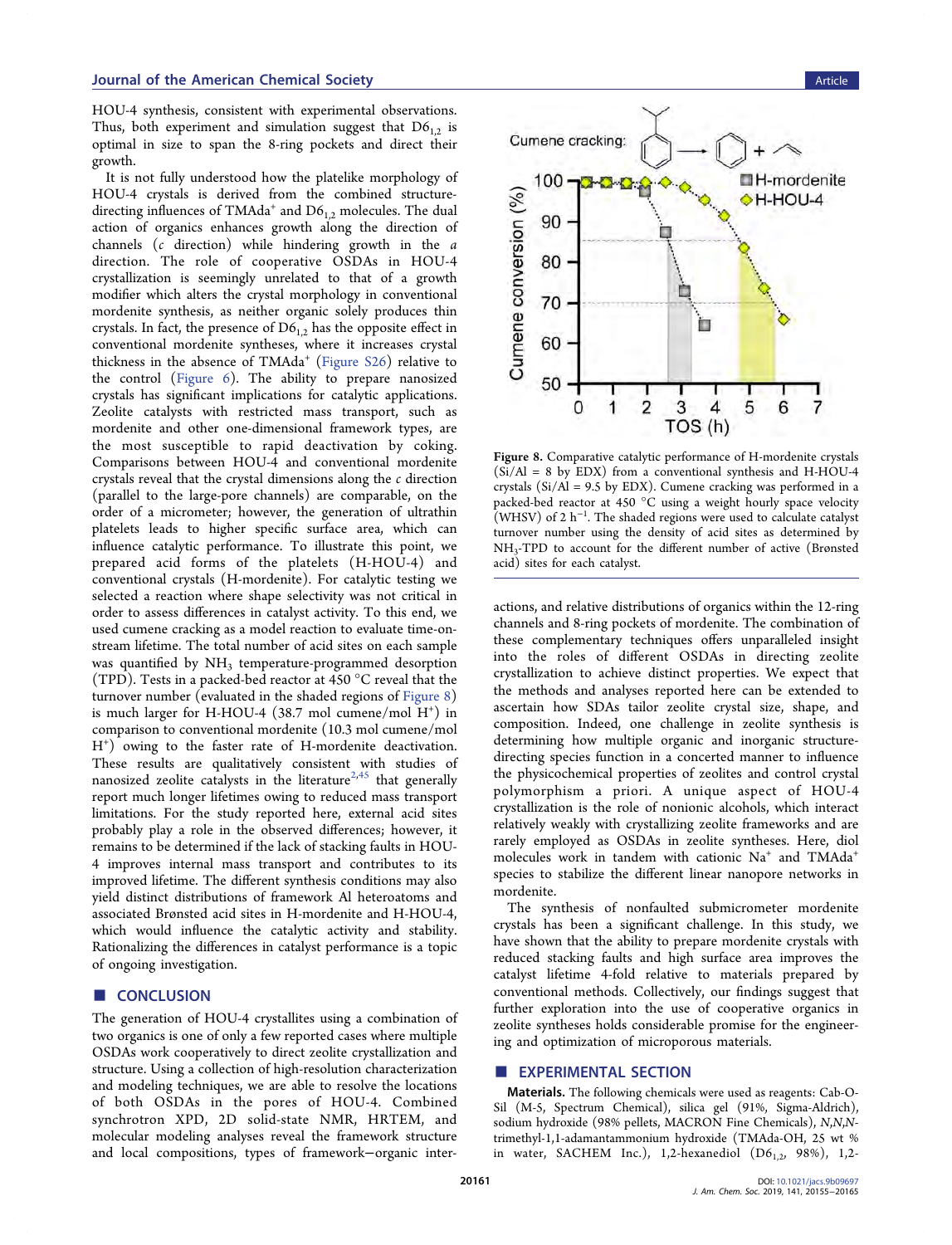HOU-4 synthesis, consistent with experimental observations. Thus, both experiment and simulation suggest that $D6_{1,2}$ is optimal in size to span the 8-ring pockets and direct their growth.

It is not fully understood how the platelike morphology of HOU-4 crystals is derived from the combined structure-directing influences of $TMAda^+$ and $D6_{1,2}$ molecules. The dual action of organics enhances growth along the direction of channels ($c$ direction) while hindering growth in the $a$ direction. The role of cooperative OSDAs in HOU-4 crystallization is seemingly unrelated to that of a growth modifier which alters the crystal morphology in conventional mordenite synthesis, as neither organic solely produces thin crystals. In fact, the presence of $D6_{1,2}$ has the opposite effect in conventional mordenite syntheses, where it increases crystal thickness in the absence of $TMAda^+$ (Figure S26) relative to the control (Figure 6). The ability to prepare nanosized crystals has significant implications for catalytic applications. Zeolite catalysts with restricted mass transport, such as mordenite and other one-dimensional framework types, are the most susceptible to rapid deactivation by coking. Comparisons between HOU-4 and conventional mordenite crystals reveal that the crystal dimensions along the $c$ direction (parallel to the large-pore channels) are comparable, on the order of a micrometer; however, the generation of ultrathin platelets leads to higher specific surface area, which can influence catalytic performance. To illustrate this point, we prepared acid forms of the platelets (H-HOU-4) and conventional crystals (H-mordenite). For catalytic testing we selected a reaction where shape selectivity was not critical in order to assess differences in catalyst activity. To this end, we used cumene cracking as a model reaction to evaluate time-on-stream lifetime. The total number of acid sites on each sample was quantified by $NH_3$ temperature-programmed desorption (TPD). Tests in a packed-bed reactor at 450 °C reveal that the turnover number (evaluated in the shaded regions of Figure 8) is much larger for H-HOU-4 (38.7 mol cumene/mol $H^+$) in comparison to conventional mordenite (10.3 mol cumene/mol $H^+$) owing to the faster rate of H-mordenite deactivation. These results are qualitatively consistent with studies of nanosized zeolite catalysts in the literature[2,45] that generally report much longer lifetimes owing to reduced mass transport limitations. For the study reported here, external acid sites probably play a role in the observed differences; however, it remains to be determined if the lack of stacking faults in HOU-4 improves internal mass transport and contributes to its improved lifetime. The different synthesis conditions may also yield distinct distributions of framework Al heteroatoms and associated Brønsted acid sites in H-mordenite and H-HOU-4, which would influence the catalytic activity and stability. Rationalizing the differences in catalyst performance is a topic of ongoing investigation.

**Figure 8.** Comparative catalytic performance of H-mordenite crystals (Si/Al = 8 by EDX) from a conventional synthesis and H-HOU-4 crystals (Si/Al = 9.5 by EDX). Cumene cracking was performed in a packed-bed reactor at 450 °C using a weight hourly space velocity (WHSV) of 2 $h^{-1}$. The shaded regions were used to calculate catalyst turnover number using the density of acid sites as determined by $NH_3$-TPD to account for the different number of active (Brønsted acid) sites for each catalyst.

## CONCLUSION

The generation of HOU-4 crystallites using a combination of two organics is one of only a few reported cases where multiple OSDAs work cooperatively to direct zeolite crystallization and structure. Using a collection of high-resolution characterization and modeling techniques, we are able to resolve the locations of both OSDAs in the pores of HOU-4. Combined synchrotron XPD, 2D solid-state NMR, HRTEM, and molecular modeling analyses reveal the framework structure and local compositions, types of framework–organic interactions, and relative distributions of organics within the 12-ring channels and 8-ring pockets of mordenite. The combination of these complementary techniques offers unparalleled insight into the roles of different OSDAs in directing zeolite crystallization to achieve distinct properties. We expect that the methods and analyses reported here can be extended to ascertain how SDAs tailor zeolite crystal size, shape, and composition. Indeed, one challenge in zeolite synthesis is determining how multiple organic and inorganic structure-directing species function in a concerted manner to influence the physicochemical properties of zeolites and control crystal polymorphism a priori. A unique aspect of HOU-4 crystallization is the role of nonionic alcohols, which interact relatively weakly with crystallizing zeolite frameworks and are rarely employed as OSDAs in zeolite syntheses. Here, diol molecules work in tandem with cationic $Na^+$ and $TMAda^+$ species to stabilize the different linear nanopore networks in mordenite.

The synthesis of nonfaulted submicrometer mordenite crystals has been a significant challenge. In this study, we have shown that the ability to prepare mordenite crystals with reduced stacking faults and high surface area improves the catalyst lifetime 4-fold relative to materials prepared by conventional methods. Collectively, our findings suggest that further exploration into the use of cooperative organics in zeolite syntheses holds considerable promise for the engineering and optimization of microporous materials.

## EXPERIMENTAL SECTION

**Materials.** The following chemicals were used as reagents: Cab-O-Sil (M-5, Spectrum Chemical), silica gel (91%, Sigma-Aldrich), sodium hydroxide (98% pellets, MACRON Fine Chemicals), *N,N,N*-trimethyl-1,1-adamantammonium hydroxide (TMAda-OH, 25 wt % in water, SACHEM Inc.), 1,2-hexanediol ($D6_{1,2}$, 98%), 1,2-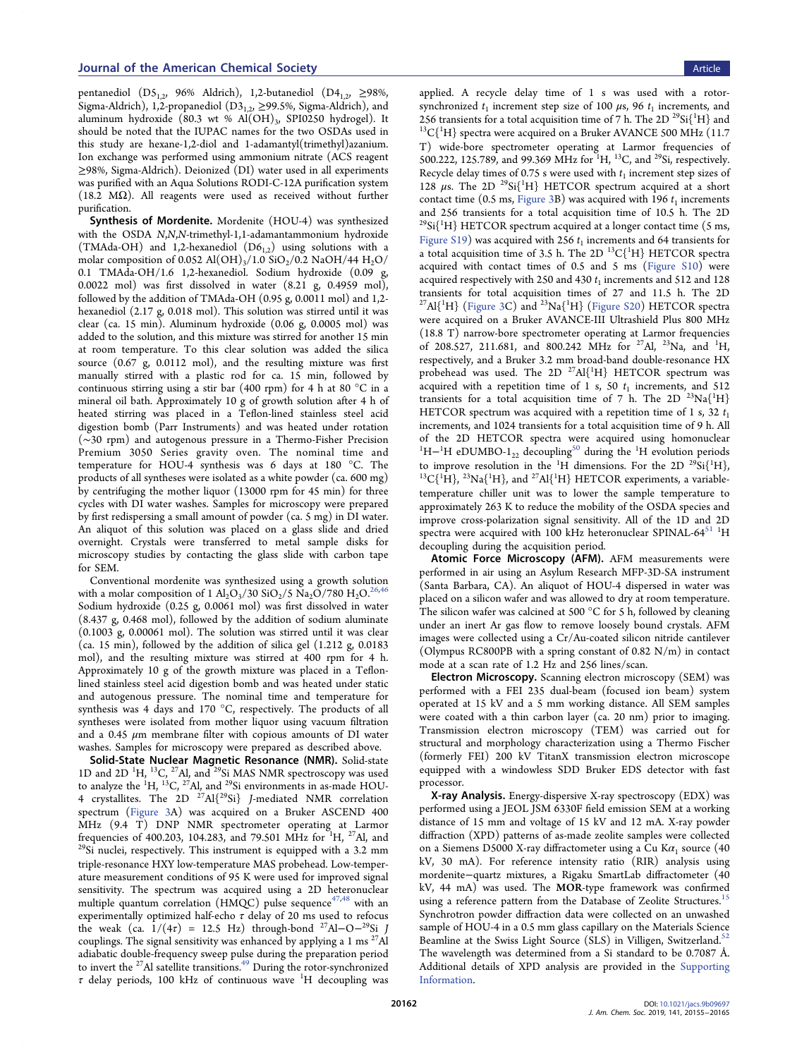pentanediol ($D5_{1,2}$, 96% Aldrich), 1,2-butanediol ($D4_{1,2}$, ≥98%, Sigma-Aldrich), 1,2-propanediol ($D3_{1,2}$, ≥99.5%, Sigma-Aldrich), and aluminum hydroxide (80.3 wt % $Al(OH)_3$, SPI0250 hydrogel). It should be noted that the IUPAC names for the two OSDAs used in this study are hexane-1,2-diol and 1-adamantyl(trimethyl)azanium. Ion exchange was performed using ammonium nitrate (ACS reagent ≥98%, Sigma-Aldrich). Deionized (DI) water used in all experiments was purified with an Aqua Solutions RODI-C-12A purification system (18.2 MΩ). All reagents were used as received without further purification.

**Synthesis of Mordenite.** Mordenite (HOU-4) was synthesized with the OSDA *N*,*N*,*N*-trimethyl-1,1-adamantammonium hydroxide (TMAda-OH) and 1,2-hexanediol ($D6_{1,2}$) using solutions with a molar composition of 0.052 $Al(OH)_3$/1.0 $SiO_2$/0.2 NaOH/44 $H_2O$/0.1 TMAda-OH/1.6 1,2-hexanediol. Sodium hydroxide (0.09 g, 0.0022 mol) was first dissolved in water (8.21 g, 0.4959 mol), followed by the addition of TMAda-OH (0.95 g, 0.0011 mol) and 1,2-hexanediol (2.17 g, 0.018 mol). This solution was stirred until it was clear (ca. 15 min). Aluminum hydroxide (0.06 g, 0.0005 mol) was added to the solution, and this mixture was stirred for another 15 min at room temperature. To this clear solution was added the silica source (0.67 g, 0.0112 mol), and the resulting mixture was first manually stirred with a plastic rod for ca. 15 min, followed by continuous stirring using a stir bar (400 rpm) for 4 h at 80 °C in a mineral oil bath. Approximately 10 g of growth solution after 4 h of heated stirring was placed in a Teflon-lined stainless steel acid digestion bomb (Parr Instruments) and was heated under rotation (~30 rpm) and autogenous pressure in a Thermo-Fisher Precision Premium 3050 Series gravity oven. The nominal time and temperature for HOU-4 synthesis was 6 days at 180 °C. The products of all syntheses were isolated as a white powder (ca. 600 mg) by centrifuging the mother liquor (13000 rpm for 45 min) for three cycles with DI water washes. Samples for microscopy were prepared by first redispersing a small amount of powder (ca. 5 mg) in DI water. An aliquot of this solution was placed on a glass slide and dried overnight. Crystals were transferred to metal sample disks for microscopy studies by contacting the glass slide with carbon tape for SEM.

Conventional mordenite was synthesized using a growth solution with a molar composition of 1 $Al_2O_3$/30 $SiO_2$/5 $Na_2O$/780 $H_2O$.[26,46] Sodium hydroxide (0.25 g, 0.0061 mol) was first dissolved in water (8.437 g, 0.468 mol), followed by the addition of sodium aluminate (0.1003 g, 0.00061 mol). The solution was stirred until it was clear (ca. 15 min), followed by the addition of silica gel (1.212 g, 0.0183 mol), and the resulting mixture was stirred at 400 rpm for 4 h. Approximately 10 g of the growth mixture was placed in a Teflon-lined stainless steel acid digestion bomb and was heated under static and autogenous pressure. The nominal time and temperature for synthesis was 4 days and 170 °C, respectively. The products of all syntheses were isolated from mother liquor using vacuum filtration and a 0.45 μm membrane filter with copious amounts of DI water washes. Samples for microscopy were prepared as described above.

**Solid-State Nuclear Magnetic Resonance (NMR).** Solid-state 1D and 2D $^1H$, $^{13}C$, $^{27}Al$, and $^{29}Si$ MAS NMR spectroscopy was used to analyze the $^1H$, $^{13}C$, $^{27}Al$, and $^{29}Si$ environments in as-made HOU-4 crystallites. The 2D $^{27}Al\{^{29}Si\}$ *J*-mediated NMR correlation spectrum (Figure 3A) was acquired on a Bruker ASCEND 400 MHz (9.4 T) DNP NMR spectrometer operating at Larmor frequencies of 400.203, 104.283, and 79.501 MHz for $^1H$, $^{27}Al$, and $^{29}Si$ nuclei, respectively. This instrument is equipped with a 3.2 mm triple-resonance HXY low-temperature MAS probehead. Low-temperature measurement conditions of 95 K were used for improved signal sensitivity. The spectrum was acquired using a 2D heteronuclear multiple quantum correlation (HMQC) pulse sequence[47,48] with an experimentally optimized half-echo $\tau$ delay of 20 ms used to refocus the weak (ca. $1/(4\tau)$ = 12.5 Hz) through-bond $^{27}Al-O-^{29}Si$ *J* couplings. The signal sensitivity was enhanced by applying a 1 ms $^{27}Al$ adiabatic double-frequency sweep pulse during the preparation period to invert the $^{27}Al$ satellite transitions.[49] During the rotor-synchronized $\tau$ delay periods, 100 kHz of continuous wave $^1H$ decoupling was applied. A recycle delay time of 1 s was used with a rotor-synchronized $t_1$ increment step size of 100 μs, 96 $t_1$ increments, and 256 transients for a total acquisition time of 7 h. The 2D $^{29}Si\{^1H\}$ and $^{13}C\{^1H\}$ spectra were acquired on a Bruker AVANCE 500 MHz (11.7 T) wide-bore spectrometer operating at Larmor frequencies of 500.222, 125.789, and 99.369 MHz for $^1H$, $^{13}C$, and $^{29}Si$, respectively. Recycle delay times of 0.75 s were used with $t_1$ increment step sizes of 128 μs. The 2D $^{29}Si\{^1H\}$ HETCOR spectrum acquired at a short contact time (0.5 ms, Figure 3B) was acquired with 196 $t_1$ increments and 256 transients for a total acquisition time of 10.5 h. The 2D $^{29}Si\{^1H\}$ HETCOR spectrum acquired at a longer contact time (5 ms, Figure S19) was acquired with 256 $t_1$ increments and 64 transients for a total acquisition time of 3.5 h. The 2D $^{13}C\{^1H\}$ HETCOR spectra acquired with contact times of 0.5 and 5 ms (Figure S10) were acquired respectively with 250 and 430 $t_1$ increments and 512 and 128 transients for total acquisition times of 27 and 11.5 h. The 2D $^{27}Al\{^1H\}$ (Figure 3C) and $^{23}Na\{^1H\}$ (Figure S20) HETCOR spectra were acquired on a Bruker AVANCE-III Ultrashield Plus 800 MHz (18.8 T) narrow-bore spectrometer operating at Larmor frequencies of 208.527, 211.681, and 800.242 MHz for $^{27}Al$, $^{23}Na$, and $^1H$, respectively, and a Bruker 3.2 mm broad-band double-resonance HX probehead was used. The 2D $^{27}Al\{^1H\}$ HETCOR spectrum was acquired with a repetition time of 1 s, 50 $t_1$ increments, and 512 transients for a total acquisition time of 7 h. The 2D $^{23}Na\{^1H\}$ HETCOR spectrum was acquired with a repetition time of 1 s, 32 $t_1$ increments, and 1024 transients for a total acquisition time of 9 h. All of the 2D HETCOR spectra were acquired using homonuclear $^1H-^1H$ eDUMBO-$1_{22}$ decoupling[50] during the $^1H$ evolution periods to improve resolution in the $^1H$ dimensions. For the 2D $^{29}Si\{^1H\}$, $^{13}C\{^1H\}$, $^{23}Na\{^1H\}$, and $^{27}Al\{^1H\}$ HETCOR experiments, a variable-temperature chiller unit was to lower the sample temperature to approximately 263 K to reduce the mobility of the OSDA species and improve cross-polarization signal sensitivity. All of the 1D and 2D spectra were acquired with 100 kHz heteronuclear SPINAL-64[51] $^1H$ decoupling during the acquisition period.

**Atomic Force Microscopy (AFM).** AFM measurements were performed in air using an Asylum Research MFP-3D-SA instrument (Santa Barbara, CA). An aliquot of HOU-4 dispersed in water was placed on a silicon wafer and was allowed to dry at room temperature. The silicon wafer was calcined at 500 °C for 5 h, followed by cleaning under an inert Ar gas flow to remove loosely bound crystals. AFM images were collected using a Cr/Au-coated silicon nitride cantilever (Olympus RC800PB with a spring constant of 0.82 N/m) in contact mode at a scan rate of 1.2 Hz and 256 lines/scan.

**Electron Microscopy.** Scanning electron microscopy (SEM) was performed with a FEI 235 dual-beam (focused ion beam) system operated at 15 kV and a 5 mm working distance. All SEM samples were coated with a thin carbon layer (ca. 20 nm) prior to imaging. Transmission electron microscopy (TEM) was carried out for structural and morphology characterization using a Thermo Fischer (formerly FEI) 200 kV TitanX transmission electron microscope equipped with a windowless SDD Bruker EDS detector with fast processor.

**X-ray Analysis.** Energy-dispersive X-ray spectroscopy (EDX) was performed using a JEOL JSM 6330F field emission SEM at a working distance of 15 mm and voltage of 15 kV and 12 mA. X-ray powder diffraction (XPD) patterns of as-made zeolite samples were collected on a Siemens D5000 X-ray diffractometer using a Cu K$\alpha_1$ source (40 kV, 30 mA). For reference intensity ratio (RIR) analysis using mordenite−quartz mixtures, a Rigaku SmartLab diffractometer (40 kV, 44 mA) was used. The **MOR**-type framework was confirmed using a reference pattern from the Database of Zeolite Structures.[15] Synchrotron powder diffraction data were collected on an unwashed sample of HOU-4 in a 0.5 mm glass capillary on the Materials Science Beamline at the Swiss Light Source (SLS) in Villigen, Switzerland.[52] The wavelength was determined from a Si standard to be 0.7087 Å. Additional details of XPD analysis are provided in the Supporting Information.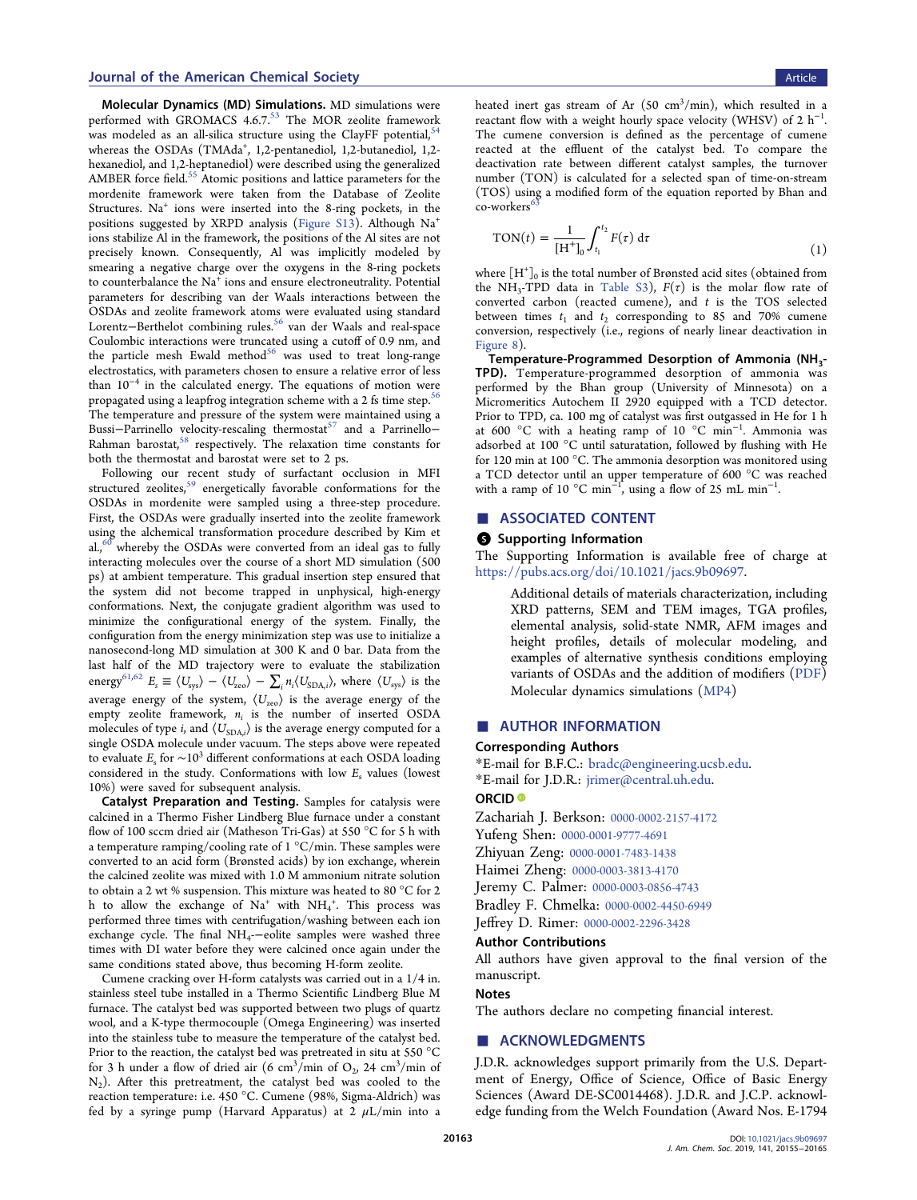**Molecular Dynamics (MD) Simulations.** MD simulations were performed with GROMACS 4.6.7.[53] The MOR zeolite framework was modeled as an all-silica structure using the ClayFF potential,[54] whereas the OSDAs ($TMAda^+$, 1,2-pentanediol, 1,2-butanediol, 1,2-hexanediol, and 1,2-heptanediol) were described using the generalized AMBER force field.[55] Atomic positions and lattice parameters for the mordenite framework were taken from the Database of Zeolite Structures. $Na^+$ ions were inserted into the 8-ring pockets, in the positions suggested by XRPD analysis (Figure S13). Although $Na^+$ ions stabilize Al in the framework, the positions of the Al sites are not precisely known. Consequently, Al was implicitly modeled by smearing a negative charge over the oxygens in the 8-ring pockets to counterbalance the $Na^+$ ions and ensure electroneutrality. Potential parameters for describing van der Waals interactions between the OSDAs and zeolite framework atoms were evaluated using standard Lorentz−Berthelot combining rules.[56] van der Waals and real-space Coulombic interactions were truncated using a cutoff of 0.9 nm, and the particle mesh Ewald method[56] was used to treat long-range electrostatics, with parameters chosen to ensure a relative error of less than $10^{-4}$ in the calculated energy. The equations of motion were propagated using a leapfrog integration scheme with a 2 fs time step.[56] The temperature and pressure of the system were maintained using a Bussi−Parrinello velocity-rescaling thermostat[57] and a Parrinello−Rahman barostat,[58] respectively. The relaxation time constants for both the thermostat and barostat were set to 2 ps.

Following our recent study of surfactant occlusion in MFI structured zeolites,[59] energetically favorable conformations for the OSDAs in mordenite were sampled using a three-step procedure. First, the OSDAs were gradually inserted into the zeolite framework using the alchemical transformation procedure described by Kim et al.,[60] whereby the OSDAs were converted from an ideal gas to fully interacting molecules over the course of a short MD simulation (500 ps) at ambient temperature. This gradual insertion step ensured that the system did not become trapped in unphysical, high-energy conformations. Next, the conjugate gradient algorithm was used to minimize the configurational energy of the system. Finally, the configuration from the energy minimization step was use to initialize a nanosecond-long MD simulation at 300 K and 0 bar. Data from the last half of the MD trajectory were to evaluate the stabilization energy[61,62] $E_s \equiv \langle U_{sys} \rangle - \langle U_{zeo} \rangle - \sum_i n_i \langle U_{SDA,i} \rangle$, where $\langle U_{sys} \rangle$ is the average energy of the system, $\langle U_{zeo} \rangle$ is the average energy of the empty zeolite framework, $n_i$ is the number of inserted OSDA molecules of type $i$, and $\langle U_{SDA,i} \rangle$ is the average energy computed for a single OSDA molecule under vacuum. The steps above were repeated to evaluate $E_s$ for $\sim 10^3$ different conformations at each OSDA loading considered in the study. Conformations with low $E_s$ values (lowest 10%) were saved for subsequent analysis.

**Catalyst Preparation and Testing.** Samples for catalysis were calcined in a Thermo Fisher Lindberg Blue furnace under a constant flow of 100 sccm dried air (Matheson Tri-Gas) at 550 °C for 5 h with a temperature ramping/cooling rate of 1 °C/min. These samples were converted to an acid form (Brønsted acids) by ion exchange, wherein the calcined zeolite was mixed with 1.0 M ammonium nitrate solution to obtain a 2 wt % suspension. This mixture was heated to 80 °C for 2 h to allow the exchange of $Na^+$ with $NH_4^+$. This process was performed three times with centrifugation/washing between each ion exchange cycle. The final $NH_4$-zeolite samples were washed three times with DI water before they were calcined once again under the same conditions stated above, thus becoming H-form zeolite.

Cumene cracking over H-form catalysts was carried out in a 1/4 in. stainless steel tube installed in a Thermo Scientific Lindberg Blue M furnace. The catalyst bed was supported between two plugs of quartz wool, and a K-type thermocouple (Omega Engineering) was inserted into the stainless tube to measure the temperature of the catalyst bed. Prior to the reaction, the catalyst bed was pretreated in situ at 550 °C for 3 h under a flow of dried air (6 $cm^3$/min of $O_2$, 24 $cm^3$/min of $N_2$). After this pretreatment, the catalyst bed was cooled to the reaction temperature: i.e. 450 °C. Cumene (98%, Sigma-Aldrich) was fed by a syringe pump (Harvard Apparatus) at 2 $\mu$L/min into a heated inert gas stream of Ar (50 $cm^3$/min), which resulted in a reactant flow with a weight hourly space velocity (WHSV) of 2 $h^{-1}$. The cumene conversion is defined as the percentage of cumene reacted at the effluent of the catalyst bed. To compare the deactivation rate between different catalyst samples, the turnover number (TON) is calculated for a selected span of time-on-stream (TOS) using a modified form of the equation reported by Bhan and co-workers[63]

$$\mathrm{TON}(t) = \frac{1}{[\mathrm{H}^+]_0} \int_{t_1}^{t_2} F(\tau)\, \mathrm{d}\tau \tag{1}$$

where $[H^+]_0$ is the total number of Brønsted acid sites (obtained from the $NH_3$-TPD data in Table S3), $F(\tau)$ is the molar flow rate of converted carbon (reacted cumene), and $t$ is the TOS selected between times $t_1$ and $t_2$ corresponding to 85 and 70% cumene conversion, respectively (i.e., regions of nearly linear deactivation in Figure 8).

**Temperature-Programmed Desorption of Ammonia ($NH_3$-TPD).** Temperature-programmed desorption of ammonia was performed by the Bhan group (University of Minnesota) on a Micromeritics Autochem II 2920 equipped with a TCD detector. Prior to TPD, ca. 100 mg of catalyst was first outgassed in He for 1 h at 600 °C with a heating ramp of 10 °C $min^{-1}$. Ammonia was adsorbed at 100 °C until saturatation, followed by flushing with He for 120 min at 100 °C. The ammonia desorption was monitored using a TCD detector until an upper temperature of 600 °C was reached with a ramp of 10 °C $min^{-1}$, using a flow of 25 mL $min^{-1}$.

## ■ ASSOCIATED CONTENT

### Supporting Information

The Supporting Information is available free of charge at https://pubs.acs.org/doi/10.1021/jacs.9b09697.

> Additional details of materials characterization, including XRD patterns, SEM and TEM images, TGA profiles, elemental analysis, solid-state NMR, AFM images and height profiles, details of molecular modeling, and examples of alternative synthesis conditions employing variants of OSDAs and the addition of modifiers (PDF)
>
> Molecular dynamics simulations (MP4)

## ■ AUTHOR INFORMATION

### Corresponding Authors

*E-mail for B.F.C.: bradc@engineering.ucsb.edu.

*E-mail for J.D.R.: jrimer@central.uh.edu.

### ORCID

Zachariah J. Berkson: 0000-0002-2157-4172

Yufeng Shen: 0000-0001-9777-4691

Zhiyuan Zeng: 0000-0001-7483-1438

Haimei Zheng: 0000-0003-3813-4170

Jeremy C. Palmer: 0000-0003-0856-4743

Bradley F. Chmelka: 0000-0002-4450-6949

Jeffrey D. Rimer: 0000-0002-2296-3428

### Author Contributions

All authors have given approval to the final version of the manuscript.

### Notes

The authors declare no competing financial interest.

## ■ ACKNOWLEDGMENTS

J.D.R. acknowledges support primarily from the U.S. Department of Energy, Office of Science, Office of Basic Energy Sciences (Award DE-SC0014468). J.D.R. and J.C.P. acknowledge funding from the Welch Foundation (Award Nos. E-1794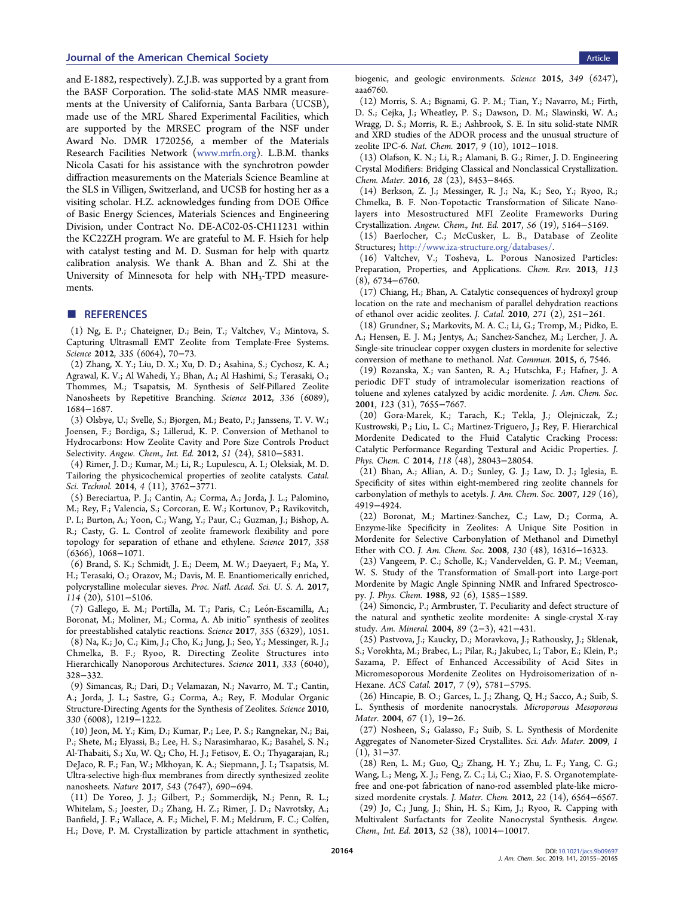and E-1882, respectively). Z.J.B. was supported by a grant from the BASF Corporation. The solid-state MAS NMR measurements at the University of California, Santa Barbara (UCSB), made use of the MRL Shared Experimental Facilities, which are supported by the MRSEC program of the NSF under Award No. DMR 1720256, a member of the Materials Research Facilities Network (www.mrfn.org). L.B.M. thanks Nicola Casati for his assistance with the synchrotron powder diffraction measurements on the Materials Science Beamline at the SLS in Villigen, Switzerland, and UCSB for hosting her as a visiting scholar. H.Z. acknowledges funding from DOE Office of Basic Energy Sciences, Materials Sciences and Engineering Division, under Contract No. DE-AC02-05-CH11231 within the KC22ZH program. We are grateful to M. F. Hsieh for help with catalyst testing and M. D. Susman for help with quartz calibration analysis. We thank A. Bhan and Z. Shi at the University of Minnesota for help with $NH_3$-TPD measurements.

## ■ REFERENCES

(1) Ng, E. P.; Chateigner, D.; Bein, T.; Valtchev, V.; Mintova, S. Capturing Ultrasmall EMT Zeolite from Template-Free Systems. *Science* **2012**, *335* (6064), 70−73.

(2) Zhang, X. Y.; Liu, D. X.; Xu, D. D.; Asahina, S.; Cychosz, K. A.; Agrawal, K. V.; Al Wahedi, Y.; Bhan, A.; Al Hashimi, S.; Terasaki, O.; Thommes, M.; Tsapatsis, M. Synthesis of Self-Pillared Zeolite Nanosheets by Repetitive Branching. *Science* **2012**, *336* (6089), 1684−1687.

(3) Olsbye, U.; Svelle, S.; Bjorgen, M.; Beato, P.; Janssens, T. V. W.; Joensen, F.; Bordiga, S.; Lillerud, K. P. Conversion of Methanol to Hydrocarbons: How Zeolite Cavity and Pore Size Controls Product Selectivity. *Angew. Chem., Int. Ed.* **2012**, *51* (24), 5810−5831.

(4) Rimer, J. D.; Kumar, M.; Li, R.; Lupulescu, A. I.; Oleksiak, M. D. Tailoring the physicochemical properties of zeolite catalysts. *Catal. Sci. Technol.* **2014**, *4* (11), 3762−3771.

(5) Bereciartua, P. J.; Cantin, A.; Corma, A.; Jorda, J. L.; Palomino, M.; Rey, F.; Valencia, S.; Corcoran, E. W.; Kortunov, P.; Ravikovitch, P. I.; Burton, A.; Yoon, C.; Wang, Y.; Paur, C.; Guzman, J.; Bishop, A. R.; Casty, G. L. Control of zeolite framework flexibility and pore topology for separation of ethane and ethylene. *Science* **2017**, *358* (6366), 1068−1071.

(6) Brand, S. K.; Schmidt, J. E.; Deem, M. W.; Daeyaert, F.; Ma, Y. H.; Terasaki, O.; Orazov, M.; Davis, M. E. Enantiomerically enriched, polycrystalline molecular sieves. *Proc. Natl. Acad. Sci. U. S. A.* **2017**, *114* (20), 5101−5106.

(7) Gallego, E. M.; Portilla, M. T.; Paris, C.; León-Escamilla, A.; Boronat, M.; Moliner, M.; Corma, A. Ab initio" synthesis of zeolites for preestablished catalytic reactions. *Science* **2017**, *355* (6329), 1051.

(8) Na, K.; Jo, C.; Kim, J.; Cho, K.; Jung, J.; Seo, Y.; Messinger, R. J.; Chmelka, B. F.; Ryoo, R. Directing Zeolite Structures into Hierarchically Nanoporous Architectures. *Science* **2011**, *333* (6040), 328−332.

(9) Simancas, R.; Dari, D.; Velamazan, N.; Navarro, M. T.; Cantin, A.; Jorda, J. L.; Sastre, G.; Corma, A.; Rey, F. Modular Organic Structure-Directing Agents for the Synthesis of Zeolites. *Science* **2010**, *330* (6008), 1219−1222.

(10) Jeon, M. Y.; Kim, D.; Kumar, P.; Lee, P. S.; Rangnekar, N.; Bai, P.; Shete, M.; Elyassi, B.; Lee, H. S.; Narasimharao, K.; Basahel, S. N.; Al-Thabaiti, S.; Xu, W. Q.; Cho, H. J.; Fetisov, E. O.; Thyagarajan, R.; DeJaco, R. F.; Fan, W.; Mkhoyan, K. A.; Siepmann, J. I.; Tsapatsis, M. Ultra-selective high-flux membranes from directly synthesized zeolite nanosheets. *Nature* **2017**, *543* (7647), 690−694.

(11) De Yoreo, J. J.; Gilbert, P.; Sommerdijk, N.; Penn, R. L.; Whitelam, S.; Joester, D.; Zhang, H. Z.; Rimer, J. D.; Navrotsky, A.; Banfield, J. F.; Wallace, A. F.; Michel, F. M.; Meldrum, F. C.; Colfen, H.; Dove, P. M. Crystallization by particle attachment in synthetic, biogenic, and geologic environments. *Science* **2015**, *349* (6247), aaa6760.

(12) Morris, S. A.; Bignami, G. P. M.; Tian, Y.; Navarro, M.; Firth, D. S.; Cejka, J.; Wheatley, P. S.; Dawson, D. M.; Slawinski, W. A.; Wragg, D. S.; Morris, R. E.; Ashbrook, S. E. In situ solid-state NMR and XRD studies of the ADOR process and the unusual structure of zeolite IPC-6. *Nat. Chem.* **2017**, *9* (10), 1012−1018.

(13) Olafson, K. N.; Li, R.; Alamani, B. G.; Rimer, J. D. Engineering Crystal Modifiers: Bridging Classical and Nonclassical Crystallization. *Chem. Mater.* **2016**, *28* (23), 8453−8465.

(14) Berkson, Z. J.; Messinger, R. J.; Na, K.; Seo, Y.; Ryoo, R.; Chmelka, B. F. Non-Topotactic Transformation of Silicate Nanolayers into Mesostructured MFI Zeolite Frameworks During Crystallization. *Angew. Chem., Int. Ed.* **2017**, *56* (19), 5164−5169.

(15) Baerlocher, C.; McCusker, L. B., Database of Zeolite Structures; http://www.iza-structure.org/databases/.

(16) Valtchev, V.; Tosheva, L. Porous Nanosized Particles: Preparation, Properties, and Applications. *Chem. Rev.* **2013**, *113* (8), 6734−6760.

(17) Chiang, H.; Bhan, A. Catalytic consequences of hydroxyl group location on the rate and mechanism of parallel dehydration reactions of ethanol over acidic zeolites. *J. Catal.* **2010**, *271* (2), 251−261.

(18) Grundner, S.; Markovits, M. A. C.; Li, G.; Tromp, M.; Pidko, E. A.; Hensen, E. J. M.; Jentys, A.; Sanchez-Sanchez, M.; Lercher, J. A. Single-site trinuclear copper oxygen clusters in mordenite for selective conversion of methane to methanol. *Nat. Commun.* **2015**, *6*, 7546.

(19) Rozanska, X.; van Santen, R. A.; Hutschka, F.; Hafner, J. A periodic DFT study of intramolecular isomerization reactions of toluene and xylenes catalyzed by acidic mordenite. *J. Am. Chem. Soc.* **2001**, *123* (31), 7655−7667.

(20) Gora-Marek, K.; Tarach, K.; Tekla, J.; Olejniczak, Z.; Kustrowski, P.; Liu, L. C.; Martinez-Triguero, J.; Rey, F. Hierarchical Mordenite Dedicated to the Fluid Catalytic Cracking Process: Catalytic Performance Regarding Textural and Acidic Properties. *J. Phys. Chem. C* **2014**, *118* (48), 28043−28054.

(21) Bhan, A.; Allian, A. D.; Sunley, G. J.; Law, D. J.; Iglesia, E. Specificity of sites within eight-membered ring zeolite channels for carbonylation of methyls to acetyls. *J. Am. Chem. Soc.* **2007**, *129* (16), 4919−4924.

(22) Boronat, M.; Martinez-Sanchez, C.; Law, D.; Corma, A. Enzyme-like Specificity in Zeolites: A Unique Site Position in Mordenite for Selective Carbonylation of Methanol and Dimethyl Ether with CO. *J. Am. Chem. Soc.* **2008**, *130* (48), 16316−16323.

(23) Vangeem, P. C.; Scholle, K.; Vandervelden, G. P. M.; Veeman, W. S. Study of the Transformation of Small-port into Large-port Mordenite by Magic Angle Spinning NMR and Infrared Spectroscopy. *J. Phys. Chem.* **1988**, *92* (6), 1585−1589.

(24) Simoncic, P.; Armbruster, T. Peculiarity and defect structure of the natural and synthetic zeolite mordenite: A single-crystal X-ray study. *Am. Mineral.* **2004**, *89* (2−3), 421−431.

(25) Pastvova, J.; Kaucky, D.; Moravkova, J.; Rathousky, J.; Sklenak, S.; Vorokhta, M.; Brabec, L.; Pilar, R.; Jakubec, I.; Tabor, E.; Klein, P.; Sazama, P. Effect of Enhanced Accessibility of Acid Sites in Micromesoporous Mordenite Zeolites on Hydroisomerization of n-Hexane. *ACS Catal.* **2017**, *7* (9), 5781−5795.

(26) Hincapie, B. O.; Garces, L. J.; Zhang, Q. H.; Sacco, A.; Suib, S. L. Synthesis of mordenite nanocrystals. *Microporous Mesoporous Mater.* **2004**, *67* (1), 19−26.

(27) Nosheen, S.; Galasso, F.; Suib, S. L. Synthesis of Mordenite Aggregates of Nanometer-Sized Crystallites. *Sci. Adv. Mater.* **2009**, *1* (1), 31−37.

(28) Ren, L. M.; Guo, Q.; Zhang, H. Y.; Zhu, L. F.; Yang, C. G.; Wang, L.; Meng, X. J.; Feng, Z. C.; Li, C.; Xiao, F. S. Organotemplate-free and one-pot fabrication of nano-rod assembled plate-like micro-sized mordenite crystals. *J. Mater. Chem.* **2012**, *22* (14), 6564−6567.

(29) Jo, C.; Jung, J.; Shin, H. S.; Kim, J.; Ryoo, R. Capping with Multivalent Surfactants for Zeolite Nanocrystal Synthesis. *Angew. Chem., Int. Ed.* **2013**, *52* (38), 10014−10017.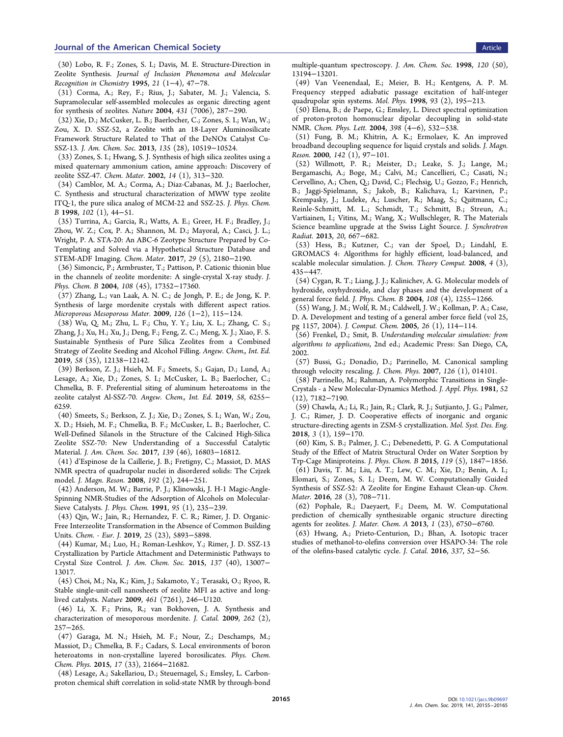(30) Lobo, R. F.; Zones, S. I.; Davis, M. E. Structure-Direction in Zeolite Synthesis. *Journal of Inclusion Phenomena and Molecular Recognition in Chemistry* **1995**, *21* (1−4), 47−78.

(31) Corma, A.; Rey, F.; Rius, J.; Sabater, M. J.; Valencia, S. Supramolecular self-assembled molecules as organic directing agent for synthesis of zeolites. *Nature* **2004**, *431* (7006), 287−290.

(32) Xie, D.; McCusker, L. B.; Baerlocher, C.; Zones, S. I.; Wan, W.; Zou, X. D. SSZ-52, a Zeolite with an 18-Layer Aluminosilicate Framework Structure Related to That of the DeNOx Catalyst Cu-SSZ-13. *J. Am. Chem. Soc.* **2013**, *135* (28), 10519−10524.

(33) Zones, S. I.; Hwang, S. J. Synthesis of high silica zeolites using a mixed quaternary ammonium cation, amine approach: Discovery of zeolite SSZ-47. *Chem. Mater.* **2002**, *14* (1), 313−320.

(34) Camblor, M. A.; Corma, A.; Diaz-Cabanas, M. J.; Baerlocher, C. Synthesis and structural characterization of MWW type zeolite ITQ-1, the pure silica analog of MCM-22 and SSZ-25. *J. Phys. Chem. B* **1998**, *102* (1), 44−51.

(35) Turrina, A.; Garcia, R.; Watts, A. E.; Greer, H. F.; Bradley, J.; Zhou, W. Z.; Cox, P. A.; Shannon, M. D.; Mayoral, A.; Casci, J. L.; Wright, P. A. STA-20: An ABC-6 Zeotype Structure Prepared by Co-Templating and Solved via a Hypothetical Structure Database and STEM-ADF Imaging. *Chem. Mater.* **2017**, *29* (5), 2180−2190.

(36) Simoncic, P.; Armbruster, T.; Pattison, P. Cationic thionin blue in the channels of zeolite mordenite: A single-crystal X-ray study. *J. Phys. Chem. B* **2004**, *108* (45), 17352−17360.

(37) Zhang, L.; van Laak, A. N. C.; de Jongh, P. E.; de Jong, K. P. Synthesis of large mordenite crystals with different aspect ratios. *Microporous Mesoporous Mater.* **2009**, *126* (1−2), 115−124.

(38) Wu, Q. M.; Zhu, L. F.; Chu, Y. Y.; Liu, X. L.; Zhang, C. S.; Zhang, J.; Xu, H.; Xu, J.; Deng, F.; Feng, Z. C.; Meng, X. J.; Xiao, F. S. Sustainable Synthesis of Pure Silica Zeolites from a Combined Strategy of Zeolite Seeding and Alcohol Filling. *Angew. Chem., Int. Ed.* **2019**, *58* (35), 12138−12142.

(39) Berkson, Z. J.; Hsieh, M. F.; Smeets, S.; Gajan, D.; Lund, A.; Lesage, A.; Xie, D.; Zones, S. I.; McCusker, L. B.; Baerlocher, C.; Chmelka, B. F. Preferential siting of aluminum heteroatoms in the zeolite catalyst Al-SSZ-70. *Angew. Chem., Int. Ed.* **2019**, *58*, 6255−6259.

(40) Smeets, S.; Berkson, Z. J.; Xie, D.; Zones, S. I.; Wan, W.; Zou, X. D.; Hsieh, M. F.; Chmelka, B. F.; McCusker, L. B.; Baerlocher, C. Well-Defined Silanols in the Structure of the Calcined High-Silica Zeolite SSZ-70: New Understanding of a Successful Catalytic Material. *J. Am. Chem. Soc.* **2017**, *139* (46), 16803−16812.

(41) d'Espinose de la Caillerie, J. B.; Fretigny, C.; Massiot, D. MAS NMR spectra of quadrupolar nuclei in disordered solids: The Czjzek model. *J. Magn. Reson.* **2008**, *192* (2), 244−251.

(42) Anderson, M. W.; Barrie, P. J.; Klinowski, J. H-1 Magic-Angle-Spinning NMR-Studies of the Adsorption of Alcohols on Molecular-Sieve Catalysts. *J. Phys. Chem.* **1991**, *95* (1), 235−239.

(43) Qin, W.; Jain, R.; Hernandez, F. C. R.; Rimer, J. D. Organic-Free Interzeolite Transformation in the Absence of Common Building Units. *Chem. - Eur. J.* **2019**, *25* (23), 5893−5898.

(44) Kumar, M.; Luo, H.; Roman-Leshkov, Y.; Rimer, J. D. SSZ-13 Crystallization by Particle Attachment and Deterministic Pathways to Crystal Size Control. *J. Am. Chem. Soc.* **2015**, *137* (40), 13007−13017.

(45) Choi, M.; Na, K.; Kim, J.; Sakamoto, Y.; Terasaki, O.; Ryoo, R. Stable single-unit-cell nanosheets of zeolite MFI as active and long-lived catalysts. *Nature* **2009**, *461* (7261), 246−U120.

(46) Li, X. F.; Prins, R.; van Bokhoven, J. A. Synthesis and characterization of mesoporous mordenite. *J. Catal.* **2009**, *262* (2), 257−265.

(47) Garaga, M. N.; Hsieh, M. F.; Nour, Z.; Deschamps, M.; Massiot, D.; Chmelka, B. F.; Cadars, S. Local environments of boron heteroatoms in non-crystalline layered borosilicates. *Phys. Chem. Chem. Phys.* **2015**, *17* (33), 21664−21682.

(48) Lesage, A.; Sakellariou, D.; Steuernagel, S.; Emsley, L. Carbon-proton chemical shift correlation in solid-state NMR by through-bond multiple-quantum spectroscopy. *J. Am. Chem. Soc.* **1998**, *120* (50), 13194−13201.

(49) Van Veenendaal, E.; Meier, B. H.; Kentgens, A. P. M. Frequency stepped adiabatic passage excitation of half-integer quadrupolar spin systems. *Mol. Phys.* **1998**, *93* (2), 195−213.

(50) Elena, B.; de Paepe, G.; Emsley, L. Direct spectral optimization of proton-proton homonuclear dipolar decoupling in solid-state NMR. *Chem. Phys. Lett.* **2004**, *398* (4−6), 532−538.

(51) Fung, B. M.; Khitrin, A. K.; Ermolaev, K. An improved broadband decoupling sequence for liquid crystals and solids. *J. Magn. Reson.* **2000**, *142* (1), 97−101.

(52) Willmott, P. R.; Meister, D.; Leake, S. J.; Lange, M.; Bergamaschi, A.; Boge, M.; Calvi, M.; Cancellieri, C.; Casati, N.; Cervellino, A.; Chen, Q.; David, C.; Flechsig, U.; Gozzo, F.; Henrich, B.; Jaggi-Spielmann, S.; Jakob, B.; Kalichava, I.; Karvinen, P.; Krempasky, J.; Ludeke, A.; Luscher, R.; Maag, S.; Quitmann, C.; Reinle-Schmitt, M. L.; Schmidt, T.; Schmitt, B.; Streun, A.; Vartiainen, I.; Vitins, M.; Wang, X.; Wullschleger, R. The Materials Science beamline upgrade at the Swiss Light Source. *J. Synchrotron Radiat.* **2013**, *20*, 667−682.

(53) Hess, B.; Kutzner, C.; van der Spoel, D.; Lindahl, E. GROMACS 4: Algorithms for highly efficient, load-balanced, and scalable molecular simulation. *J. Chem. Theory Comput.* **2008**, *4* (3), 435−447.

(54) Cygan, R. T.; Liang, J. J.; Kalinichev, A. G. Molecular models of hydroxide, oxyhydroxide, and clay phases and the development of a general force field. *J. Phys. Chem. B* **2004**, *108* (4), 1255−1266.

(55) Wang, J. M.; Wolf, R. M.; Caldwell, J. W.; Kollman, P. A.; Case, D. A. Development and testing of a general amber force field (vol 25, pg 1157, 2004). *J. Comput. Chem.* **2005**, *26* (1), 114−114.

(56) Frenkel, D.; Smit, B. *Understanding molecular simulation: from algorithms to applications*, 2nd ed.; Academic Press: San Diego, CA, 2002.

(57) Bussi, G.; Donadio, D.; Parrinello, M. Canonical sampling through velocity rescaling. *J. Chem. Phys.* **2007**, *126* (1), 014101.

(58) Parrinello, M.; Rahman, A. Polymorphic Transitions in Single-Crystals - a New Molecular-Dynamics Method. *J. Appl. Phys.* **1981**, *52* (12), 7182−7190.

(59) Chawla, A.; Li, R.; Jain, R.; Clark, R. J.; Sutjianto, J. G.; Palmer, J. C.; Rimer, J. D. Cooperative effects of inorganic and organic structure-directing agents in ZSM-5 crystallization. *Mol. Syst. Des. Eng.* **2018**, *3* (1), 159−170.

(60) Kim, S. B.; Palmer, J. C.; Debenedetti, P. G. A Computational Study of the Effect of Matrix Structural Order on Water Sorption by Trp-Cage Miniproteins. *J. Phys. Chem. B* **2015**, *119* (5), 1847−1856.

(61) Davis, T. M.; Liu, A. T.; Lew, C. M.; Xie, D.; Benin, A. I.; Elomari, S.; Zones, S. I.; Deem, M. W. Computationally Guided Synthesis of SSZ-52: A Zeolite for Engine Exhaust Clean-up. *Chem. Mater.* **2016**, *28* (3), 708−711.

(62) Pophale, R.; Daeyaert, F.; Deem, M. W. Computational prediction of chemically synthesizable organic structure directing agents for zeolites. *J. Mater. Chem. A* **2013**, *1* (23), 6750−6760.

(63) Hwang, A.; Prieto-Centurion, D.; Bhan, A. Isotopic tracer studies of methanol-to-olefins conversion over HSAPO-34: The role of the olefins-based catalytic cycle. *J. Catal.* **2016**, *337*, 52−56.